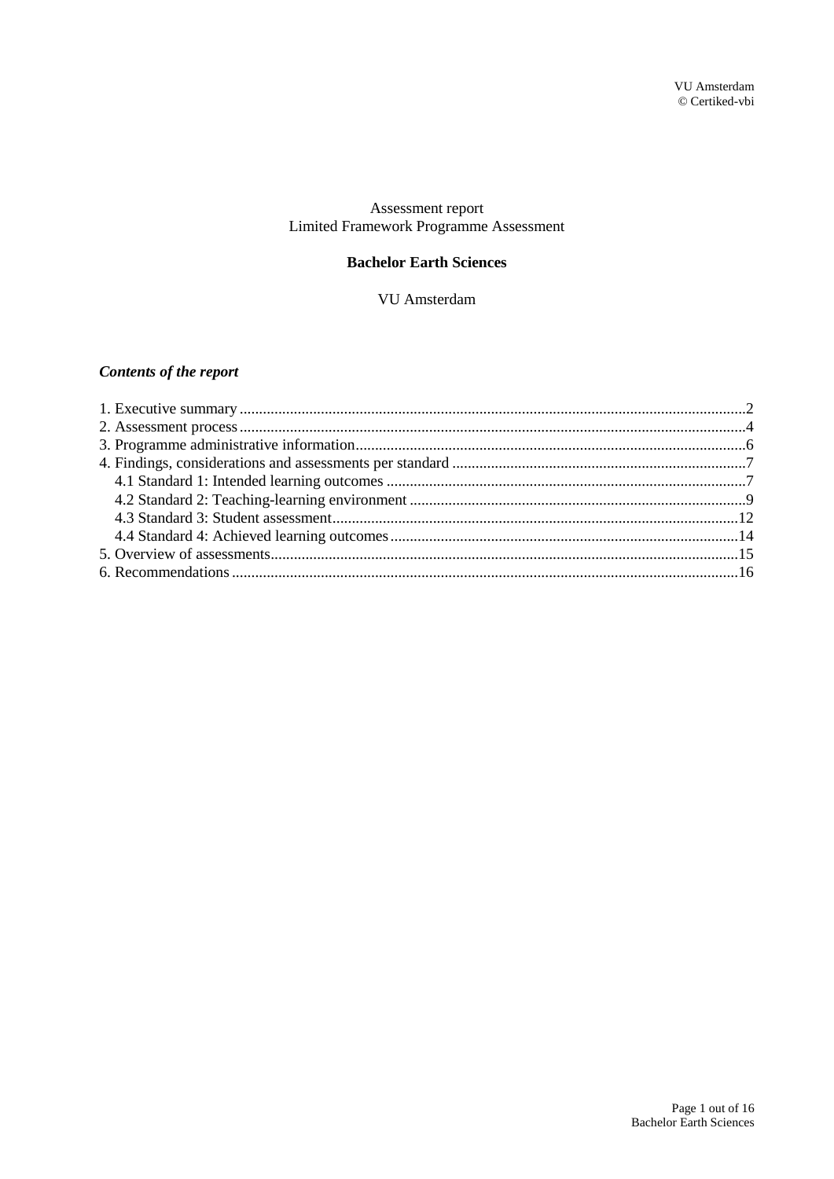Assessment report
Limited Framework Programme Assessment

**Bachelor Earth Sciences**

VU Amsterdam

***Contents of the report***

1. Executive summary ....2
2. Assessment process ....4
3. Programme administrative information ....6
4. Findings, considerations and assessments per standard ....7
   - 4.1 Standard 1: Intended learning outcomes ....7
   - 4.2 Standard 2: Teaching-learning environment ....9
   - 4.3 Standard 3: Student assessment ....12
   - 4.4 Standard 4: Achieved learning outcomes ....14
5. Overview of assessments ....15
6. Recommendations ....16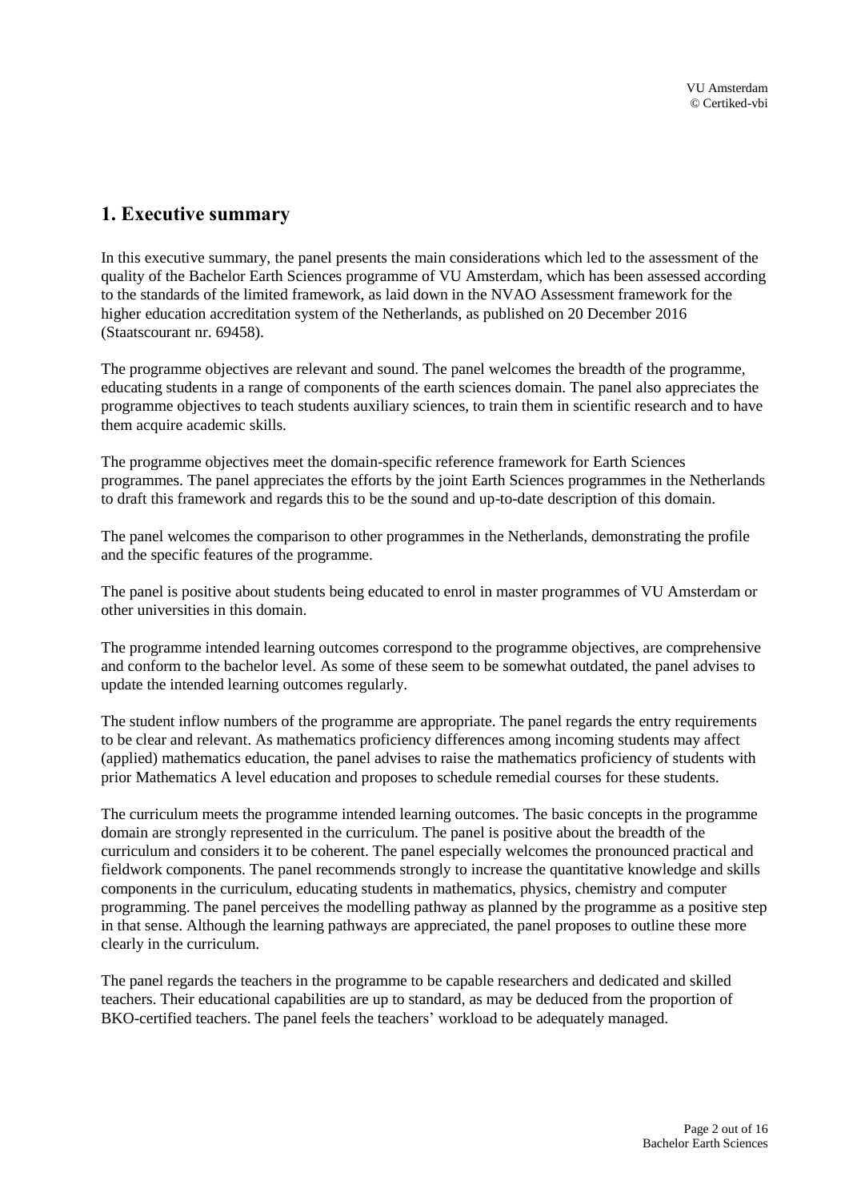# 1. Executive summary

In this executive summary, the panel presents the main considerations which led to the assessment of the quality of the Bachelor Earth Sciences programme of VU Amsterdam, which has been assessed according to the standards of the limited framework, as laid down in the NVAO Assessment framework for the higher education accreditation system of the Netherlands, as published on 20 December 2016 (Staatscourant nr. 69458).

The programme objectives are relevant and sound. The panel welcomes the breadth of the programme, educating students in a range of components of the earth sciences domain. The panel also appreciates the programme objectives to teach students auxiliary sciences, to train them in scientific research and to have them acquire academic skills.

The programme objectives meet the domain-specific reference framework for Earth Sciences programmes. The panel appreciates the efforts by the joint Earth Sciences programmes in the Netherlands to draft this framework and regards this to be the sound and up-to-date description of this domain.

The panel welcomes the comparison to other programmes in the Netherlands, demonstrating the profile and the specific features of the programme.

The panel is positive about students being educated to enrol in master programmes of VU Amsterdam or other universities in this domain.

The programme intended learning outcomes correspond to the programme objectives, are comprehensive and conform to the bachelor level. As some of these seem to be somewhat outdated, the panel advises to update the intended learning outcomes regularly.

The student inflow numbers of the programme are appropriate. The panel regards the entry requirements to be clear and relevant. As mathematics proficiency differences among incoming students may affect (applied) mathematics education, the panel advises to raise the mathematics proficiency of students with prior Mathematics A level education and proposes to schedule remedial courses for these students.

The curriculum meets the programme intended learning outcomes. The basic concepts in the programme domain are strongly represented in the curriculum. The panel is positive about the breadth of the curriculum and considers it to be coherent. The panel especially welcomes the pronounced practical and fieldwork components. The panel recommends strongly to increase the quantitative knowledge and skills components in the curriculum, educating students in mathematics, physics, chemistry and computer programming. The panel perceives the modelling pathway as planned by the programme as a positive step in that sense. Although the learning pathways are appreciated, the panel proposes to outline these more clearly in the curriculum.

The panel regards the teachers in the programme to be capable researchers and dedicated and skilled teachers. Their educational capabilities are up to standard, as may be deduced from the proportion of BKO-certified teachers. The panel feels the teachers' workload to be adequately managed.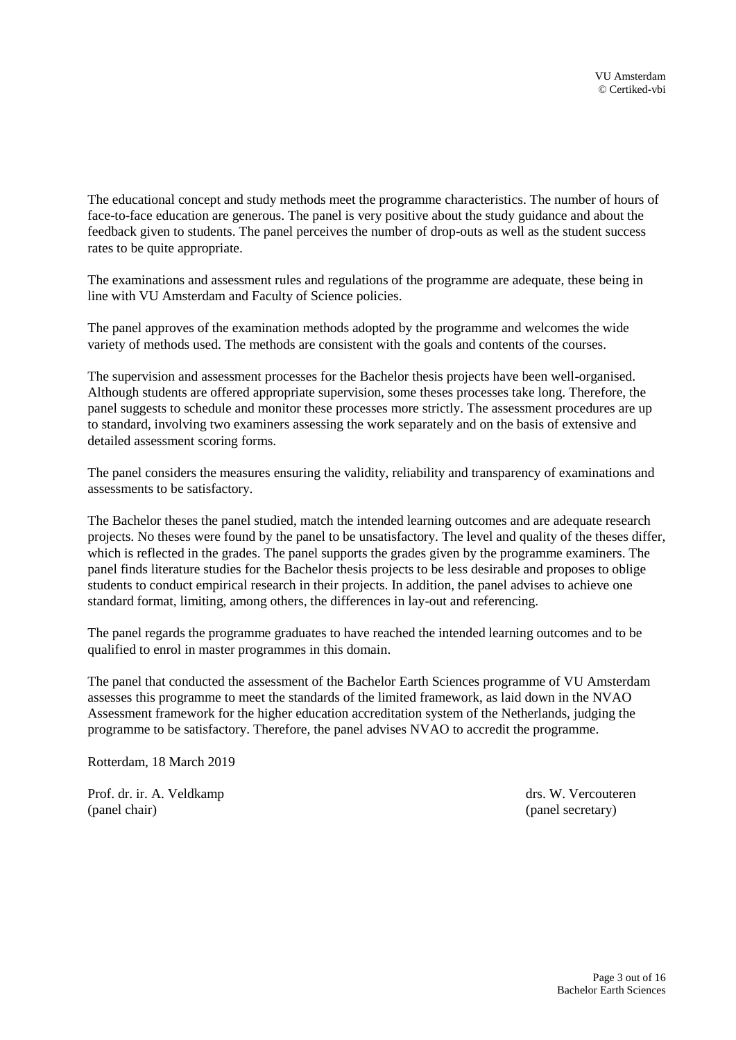The educational concept and study methods meet the programme characteristics. The number of hours of face-to-face education are generous. The panel is very positive about the study guidance and about the feedback given to students. The panel perceives the number of drop-outs as well as the student success rates to be quite appropriate.

The examinations and assessment rules and regulations of the programme are adequate, these being in line with VU Amsterdam and Faculty of Science policies.

The panel approves of the examination methods adopted by the programme and welcomes the wide variety of methods used. The methods are consistent with the goals and contents of the courses.

The supervision and assessment processes for the Bachelor thesis projects have been well-organised. Although students are offered appropriate supervision, some theses processes take long. Therefore, the panel suggests to schedule and monitor these processes more strictly. The assessment procedures are up to standard, involving two examiners assessing the work separately and on the basis of extensive and detailed assessment scoring forms.

The panel considers the measures ensuring the validity, reliability and transparency of examinations and assessments to be satisfactory.

The Bachelor theses the panel studied, match the intended learning outcomes and are adequate research projects. No theses were found by the panel to be unsatisfactory. The level and quality of the theses differ, which is reflected in the grades. The panel supports the grades given by the programme examiners. The panel finds literature studies for the Bachelor thesis projects to be less desirable and proposes to oblige students to conduct empirical research in their projects. In addition, the panel advises to achieve one standard format, limiting, among others, the differences in lay-out and referencing.

The panel regards the programme graduates to have reached the intended learning outcomes and to be qualified to enrol in master programmes in this domain.

The panel that conducted the assessment of the Bachelor Earth Sciences programme of VU Amsterdam assesses this programme to meet the standards of the limited framework, as laid down in the NVAO Assessment framework for the higher education accreditation system of the Netherlands, judging the programme to be satisfactory. Therefore, the panel advises NVAO to accredit the programme.

Rotterdam, 18 March 2019

Prof. dr. ir. A. Veldkamp
(panel chair)

drs. W. Vercouteren
(panel secretary)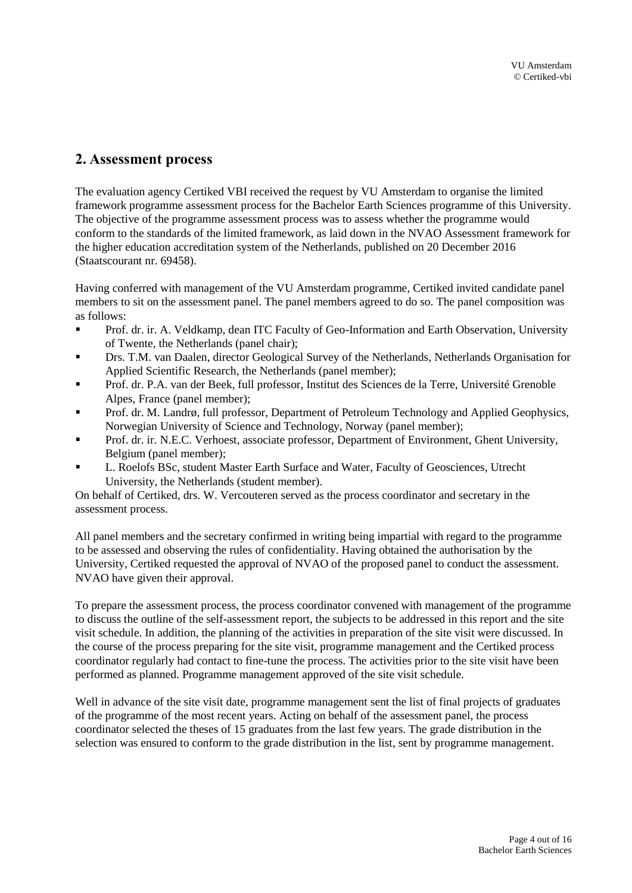## 2. Assessment process

The evaluation agency Certiked VBI received the request by VU Amsterdam to organise the limited framework programme assessment process for the Bachelor Earth Sciences programme of this University. The objective of the programme assessment process was to assess whether the programme would conform to the standards of the limited framework, as laid down in the NVAO Assessment framework for the higher education accreditation system of the Netherlands, published on 20 December 2016 (Staatscourant nr. 69458).

Having conferred with management of the VU Amsterdam programme, Certiked invited candidate panel members to sit on the assessment panel. The panel members agreed to do so. The panel composition was as follows:

- Prof. dr. ir. A. Veldkamp, dean ITC Faculty of Geo-Information and Earth Observation, University of Twente, the Netherlands (panel chair);
- Drs. T.M. van Daalen, director Geological Survey of the Netherlands, Netherlands Organisation for Applied Scientific Research, the Netherlands (panel member);
- Prof. dr. P.A. van der Beek, full professor, Institut des Sciences de la Terre, Université Grenoble Alpes, France (panel member);
- Prof. dr. M. Landrø, full professor, Department of Petroleum Technology and Applied Geophysics, Norwegian University of Science and Technology, Norway (panel member);
- Prof. dr. ir. N.E.C. Verhoest, associate professor, Department of Environment, Ghent University, Belgium (panel member);
- L. Roelofs BSc, student Master Earth Surface and Water, Faculty of Geosciences, Utrecht University, the Netherlands (student member).

On behalf of Certiked, drs. W. Vercouteren served as the process coordinator and secretary in the assessment process.

All panel members and the secretary confirmed in writing being impartial with regard to the programme to be assessed and observing the rules of confidentiality. Having obtained the authorisation by the University, Certiked requested the approval of NVAO of the proposed panel to conduct the assessment. NVAO have given their approval.

To prepare the assessment process, the process coordinator convened with management of the programme to discuss the outline of the self-assessment report, the subjects to be addressed in this report and the site visit schedule. In addition, the planning of the activities in preparation of the site visit were discussed. In the course of the process preparing for the site visit, programme management and the Certiked process coordinator regularly had contact to fine-tune the process. The activities prior to the site visit have been performed as planned. Programme management approved of the site visit schedule.

Well in advance of the site visit date, programme management sent the list of final projects of graduates of the programme of the most recent years. Acting on behalf of the assessment panel, the process coordinator selected the theses of 15 graduates from the last few years. The grade distribution in the selection was ensured to conform to the grade distribution in the list, sent by programme management.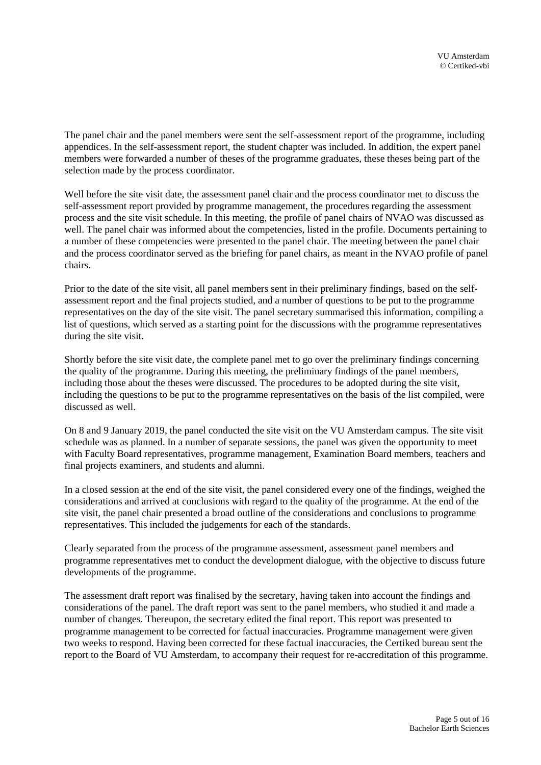The panel chair and the panel members were sent the self-assessment report of the programme, including appendices. In the self-assessment report, the student chapter was included. In addition, the expert panel members were forwarded a number of theses of the programme graduates, these theses being part of the selection made by the process coordinator.

Well before the site visit date, the assessment panel chair and the process coordinator met to discuss the self-assessment report provided by programme management, the procedures regarding the assessment process and the site visit schedule. In this meeting, the profile of panel chairs of NVAO was discussed as well. The panel chair was informed about the competencies, listed in the profile. Documents pertaining to a number of these competencies were presented to the panel chair. The meeting between the panel chair and the process coordinator served as the briefing for panel chairs, as meant in the NVAO profile of panel chairs.

Prior to the date of the site visit, all panel members sent in their preliminary findings, based on the self-assessment report and the final projects studied, and a number of questions to be put to the programme representatives on the day of the site visit. The panel secretary summarised this information, compiling a list of questions, which served as a starting point for the discussions with the programme representatives during the site visit.

Shortly before the site visit date, the complete panel met to go over the preliminary findings concerning the quality of the programme. During this meeting, the preliminary findings of the panel members, including those about the theses were discussed. The procedures to be adopted during the site visit, including the questions to be put to the programme representatives on the basis of the list compiled, were discussed as well.

On 8 and 9 January 2019, the panel conducted the site visit on the VU Amsterdam campus. The site visit schedule was as planned. In a number of separate sessions, the panel was given the opportunity to meet with Faculty Board representatives, programme management, Examination Board members, teachers and final projects examiners, and students and alumni.

In a closed session at the end of the site visit, the panel considered every one of the findings, weighed the considerations and arrived at conclusions with regard to the quality of the programme. At the end of the site visit, the panel chair presented a broad outline of the considerations and conclusions to programme representatives. This included the judgements for each of the standards.

Clearly separated from the process of the programme assessment, assessment panel members and programme representatives met to conduct the development dialogue, with the objective to discuss future developments of the programme.

The assessment draft report was finalised by the secretary, having taken into account the findings and considerations of the panel. The draft report was sent to the panel members, who studied it and made a number of changes. Thereupon, the secretary edited the final report. This report was presented to programme management to be corrected for factual inaccuracies. Programme management were given two weeks to respond. Having been corrected for these factual inaccuracies, the Certiked bureau sent the report to the Board of VU Amsterdam, to accompany their request for re-accreditation of this programme.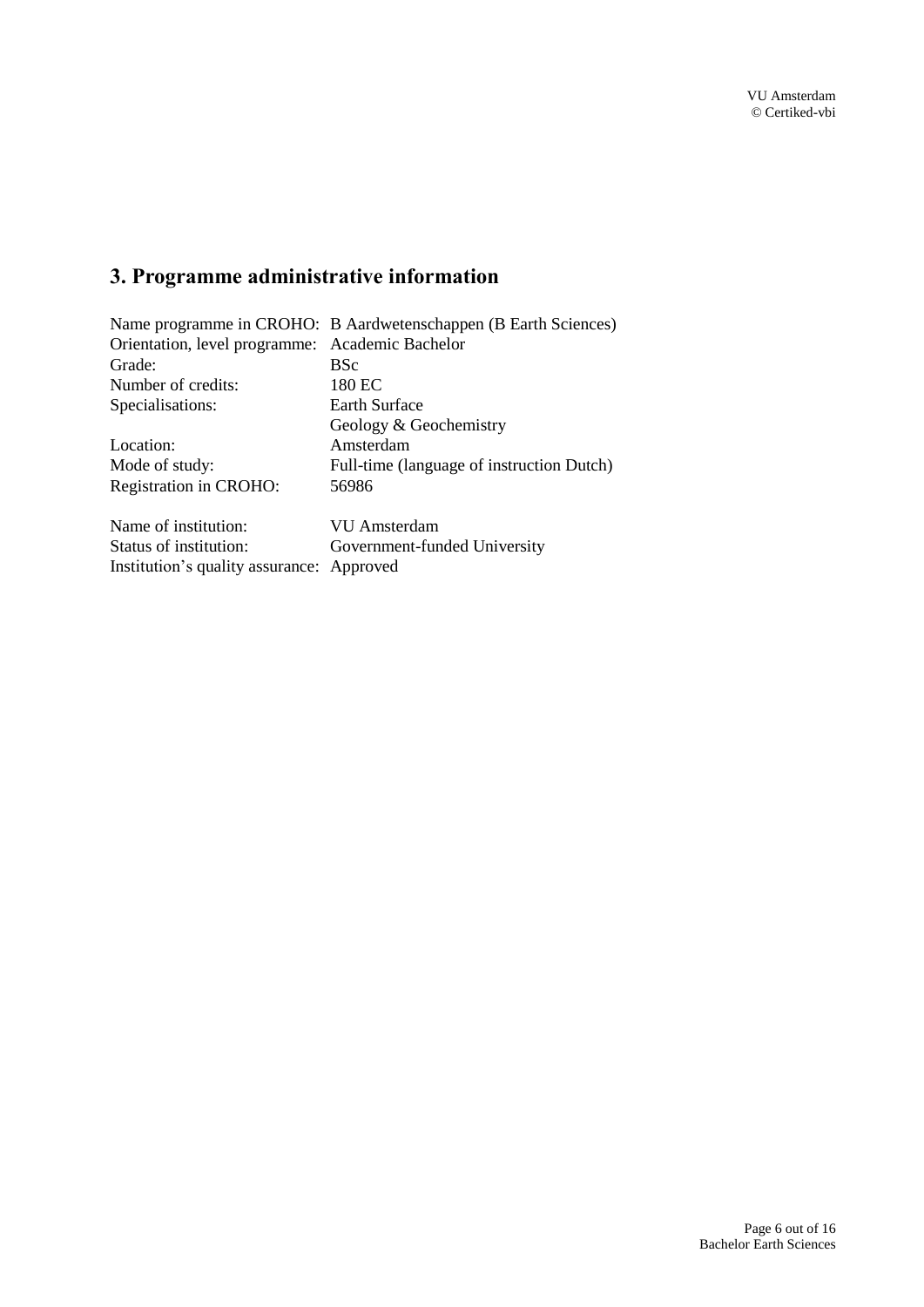## 3. Programme administrative information

Name programme in CROHO: B Aardwetenschappen (B Earth Sciences)
Orientation, level programme: Academic Bachelor
Grade: BSc
Number of credits: 180 EC
Specialisations: Earth Surface
Geology & Geochemistry
Location: Amsterdam
Mode of study: Full-time (language of instruction Dutch)
Registration in CROHO: 56986

Name of institution: VU Amsterdam
Status of institution: Government-funded University
Institution's quality assurance: Approved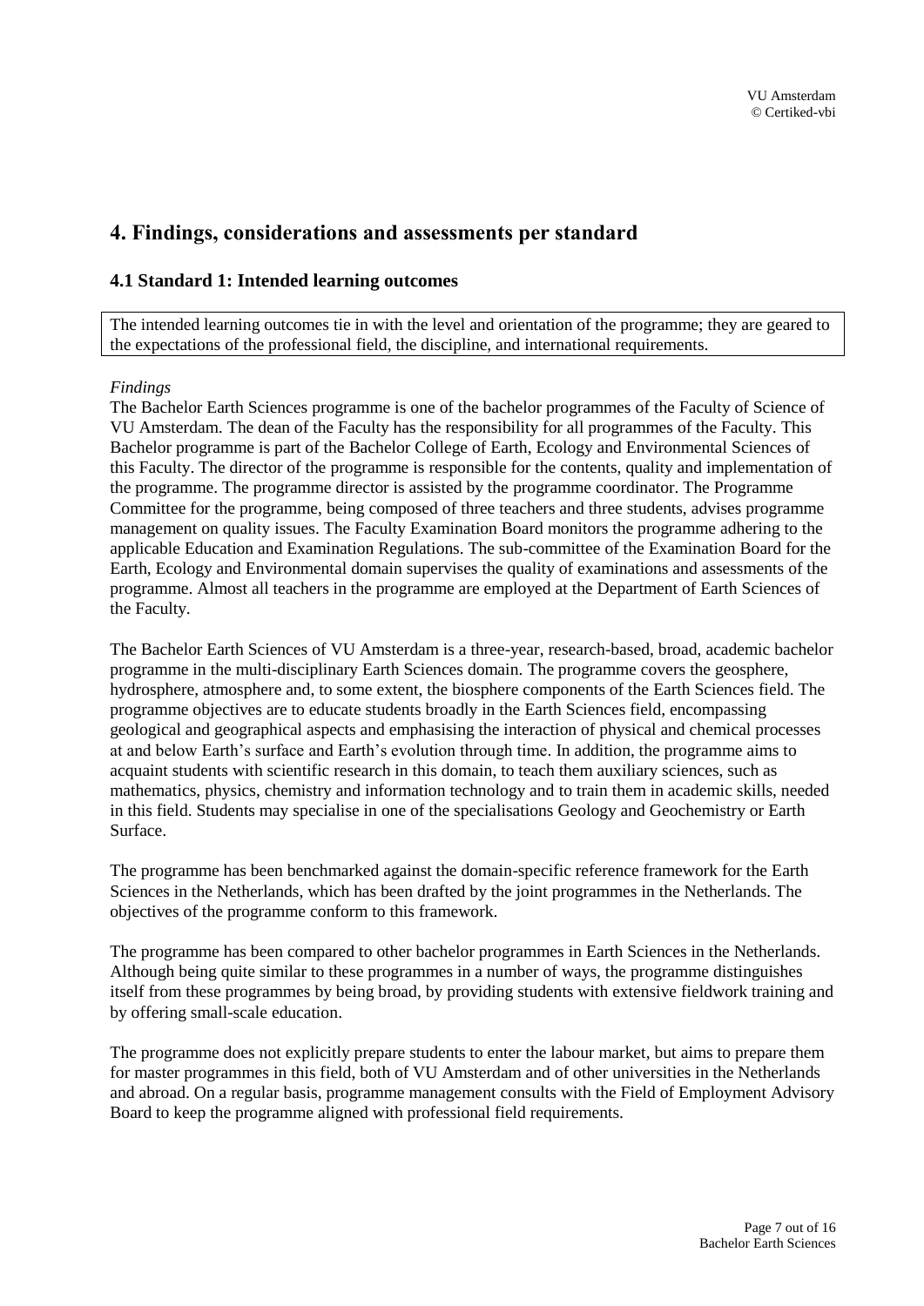# 4. Findings, considerations and assessments per standard

## 4.1 Standard 1: Intended learning outcomes

The intended learning outcomes tie in with the level and orientation of the programme; they are geared to the expectations of the professional field, the discipline, and international requirements.

*Findings*

The Bachelor Earth Sciences programme is one of the bachelor programmes of the Faculty of Science of VU Amsterdam. The dean of the Faculty has the responsibility for all programmes of the Faculty. This Bachelor programme is part of the Bachelor College of Earth, Ecology and Environmental Sciences of this Faculty. The director of the programme is responsible for the contents, quality and implementation of the programme. The programme director is assisted by the programme coordinator. The Programme Committee for the programme, being composed of three teachers and three students, advises programme management on quality issues. The Faculty Examination Board monitors the programme adhering to the applicable Education and Examination Regulations. The sub-committee of the Examination Board for the Earth, Ecology and Environmental domain supervises the quality of examinations and assessments of the programme. Almost all teachers in the programme are employed at the Department of Earth Sciences of the Faculty.

The Bachelor Earth Sciences of VU Amsterdam is a three-year, research-based, broad, academic bachelor programme in the multi-disciplinary Earth Sciences domain. The programme covers the geosphere, hydrosphere, atmosphere and, to some extent, the biosphere components of the Earth Sciences field. The programme objectives are to educate students broadly in the Earth Sciences field, encompassing geological and geographical aspects and emphasising the interaction of physical and chemical processes at and below Earth's surface and Earth's evolution through time. In addition, the programme aims to acquaint students with scientific research in this domain, to teach them auxiliary sciences, such as mathematics, physics, chemistry and information technology and to train them in academic skills, needed in this field. Students may specialise in one of the specialisations Geology and Geochemistry or Earth Surface.

The programme has been benchmarked against the domain-specific reference framework for the Earth Sciences in the Netherlands, which has been drafted by the joint programmes in the Netherlands. The objectives of the programme conform to this framework.

The programme has been compared to other bachelor programmes in Earth Sciences in the Netherlands. Although being quite similar to these programmes in a number of ways, the programme distinguishes itself from these programmes by being broad, by providing students with extensive fieldwork training and by offering small-scale education.

The programme does not explicitly prepare students to enter the labour market, but aims to prepare them for master programmes in this field, both of VU Amsterdam and of other universities in the Netherlands and abroad. On a regular basis, programme management consults with the Field of Employment Advisory Board to keep the programme aligned with professional field requirements.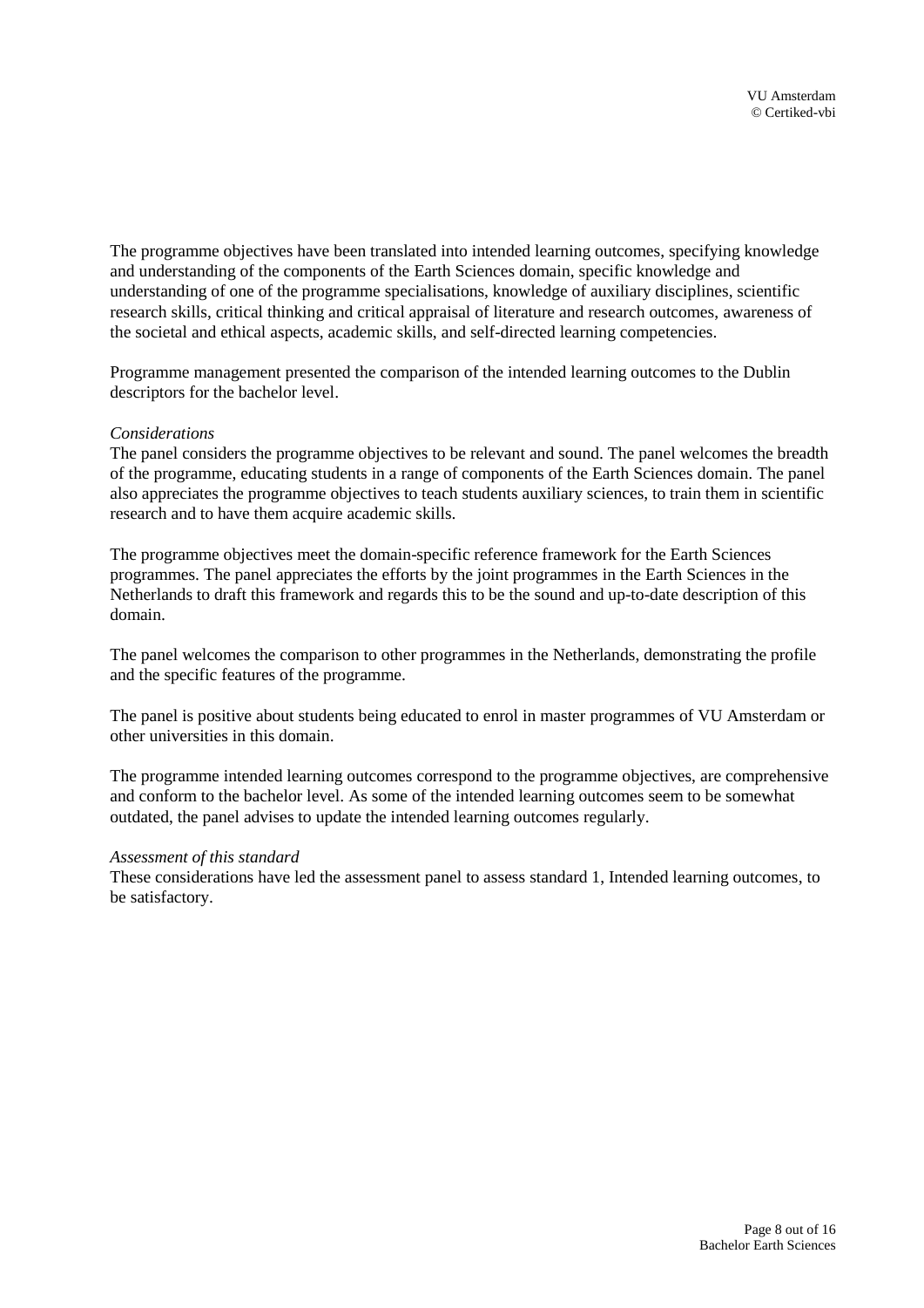The programme objectives have been translated into intended learning outcomes, specifying knowledge and understanding of the components of the Earth Sciences domain, specific knowledge and understanding of one of the programme specialisations, knowledge of auxiliary disciplines, scientific research skills, critical thinking and critical appraisal of literature and research outcomes, awareness of the societal and ethical aspects, academic skills, and self-directed learning competencies.

Programme management presented the comparison of the intended learning outcomes to the Dublin descriptors for the bachelor level.

*Considerations*

The panel considers the programme objectives to be relevant and sound. The panel welcomes the breadth of the programme, educating students in a range of components of the Earth Sciences domain. The panel also appreciates the programme objectives to teach students auxiliary sciences, to train them in scientific research and to have them acquire academic skills.

The programme objectives meet the domain-specific reference framework for the Earth Sciences programmes. The panel appreciates the efforts by the joint programmes in the Earth Sciences in the Netherlands to draft this framework and regards this to be the sound and up-to-date description of this domain.

The panel welcomes the comparison to other programmes in the Netherlands, demonstrating the profile and the specific features of the programme.

The panel is positive about students being educated to enrol in master programmes of VU Amsterdam or other universities in this domain.

The programme intended learning outcomes correspond to the programme objectives, are comprehensive and conform to the bachelor level. As some of the intended learning outcomes seem to be somewhat outdated, the panel advises to update the intended learning outcomes regularly.

*Assessment of this standard*

These considerations have led the assessment panel to assess standard 1, Intended learning outcomes, to be satisfactory.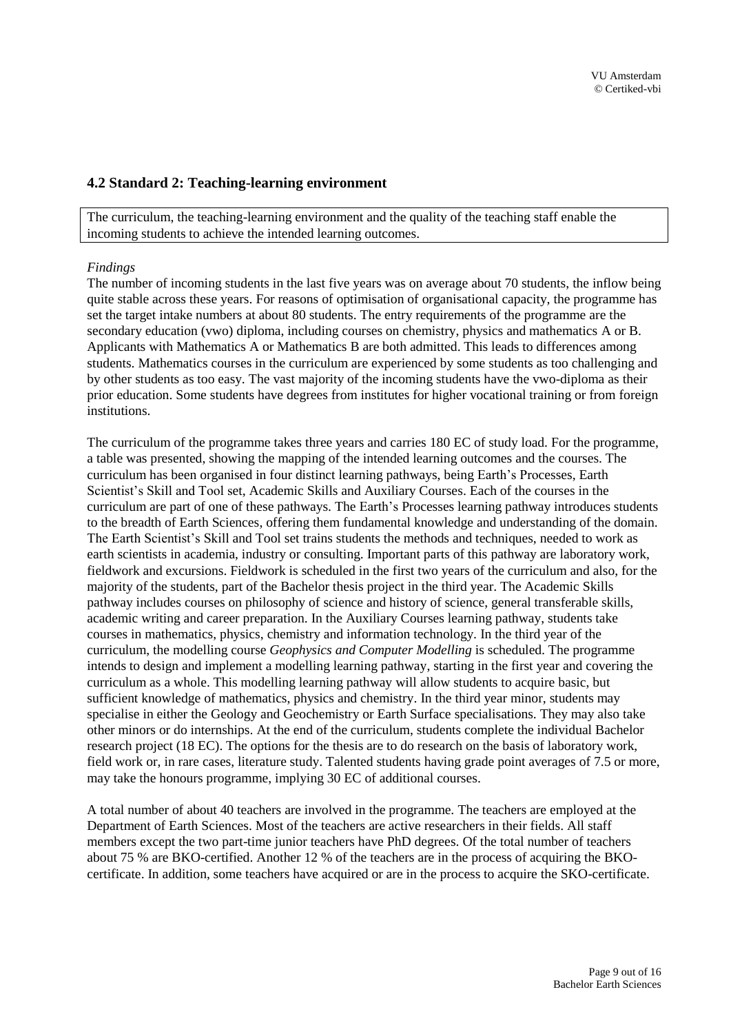## 4.2 Standard 2: Teaching-learning environment

The curriculum, the teaching-learning environment and the quality of the teaching staff enable the incoming students to achieve the intended learning outcomes.

*Findings*

The number of incoming students in the last five years was on average about 70 students, the inflow being quite stable across these years. For reasons of optimisation of organisational capacity, the programme has set the target intake numbers at about 80 students. The entry requirements of the programme are the secondary education (vwo) diploma, including courses on chemistry, physics and mathematics A or B. Applicants with Mathematics A or Mathematics B are both admitted. This leads to differences among students. Mathematics courses in the curriculum are experienced by some students as too challenging and by other students as too easy. The vast majority of the incoming students have the vwo-diploma as their prior education. Some students have degrees from institutes for higher vocational training or from foreign institutions.

The curriculum of the programme takes three years and carries 180 EC of study load. For the programme, a table was presented, showing the mapping of the intended learning outcomes and the courses. The curriculum has been organised in four distinct learning pathways, being Earth's Processes, Earth Scientist's Skill and Tool set, Academic Skills and Auxiliary Courses. Each of the courses in the curriculum are part of one of these pathways. The Earth's Processes learning pathway introduces students to the breadth of Earth Sciences, offering them fundamental knowledge and understanding of the domain. The Earth Scientist's Skill and Tool set trains students the methods and techniques, needed to work as earth scientists in academia, industry or consulting. Important parts of this pathway are laboratory work, fieldwork and excursions. Fieldwork is scheduled in the first two years of the curriculum and also, for the majority of the students, part of the Bachelor thesis project in the third year. The Academic Skills pathway includes courses on philosophy of science and history of science, general transferable skills, academic writing and career preparation. In the Auxiliary Courses learning pathway, students take courses in mathematics, physics, chemistry and information technology. In the third year of the curriculum, the modelling course *Geophysics and Computer Modelling* is scheduled. The programme intends to design and implement a modelling learning pathway, starting in the first year and covering the curriculum as a whole. This modelling learning pathway will allow students to acquire basic, but sufficient knowledge of mathematics, physics and chemistry. In the third year minor, students may specialise in either the Geology and Geochemistry or Earth Surface specialisations. They may also take other minors or do internships. At the end of the curriculum, students complete the individual Bachelor research project (18 EC). The options for the thesis are to do research on the basis of laboratory work, field work or, in rare cases, literature study. Talented students having grade point averages of 7.5 or more, may take the honours programme, implying 30 EC of additional courses.

A total number of about 40 teachers are involved in the programme. The teachers are employed at the Department of Earth Sciences. Most of the teachers are active researchers in their fields. All staff members except the two part-time junior teachers have PhD degrees. Of the total number of teachers about 75 % are BKO-certified. Another 12 % of the teachers are in the process of acquiring the BKO-certificate. In addition, some teachers have acquired or are in the process to acquire the SKO-certificate.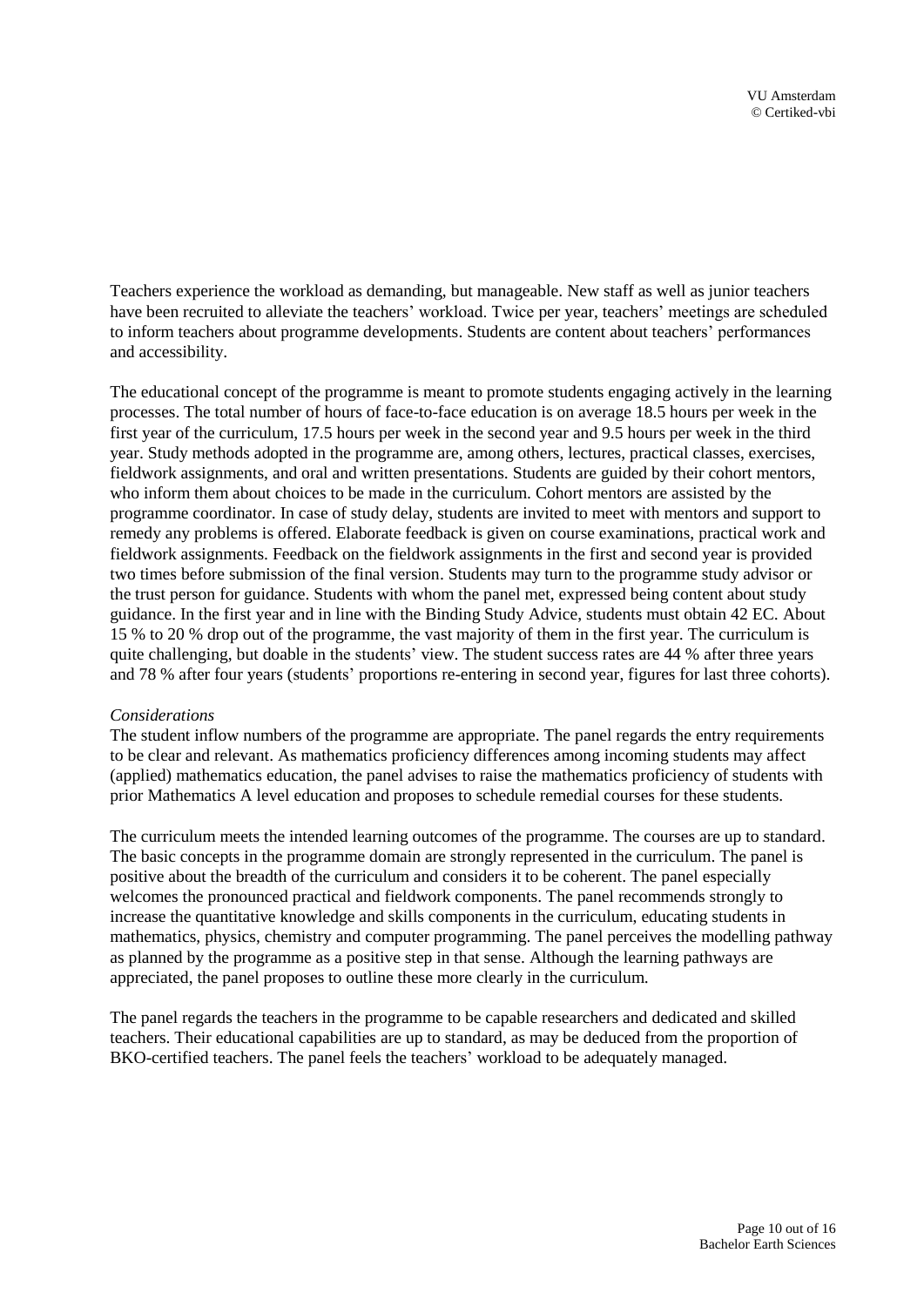Teachers experience the workload as demanding, but manageable. New staff as well as junior teachers have been recruited to alleviate the teachers' workload. Twice per year, teachers' meetings are scheduled to inform teachers about programme developments. Students are content about teachers' performances and accessibility.

The educational concept of the programme is meant to promote students engaging actively in the learning processes. The total number of hours of face-to-face education is on average 18.5 hours per week in the first year of the curriculum, 17.5 hours per week in the second year and 9.5 hours per week in the third year. Study methods adopted in the programme are, among others, lectures, practical classes, exercises, fieldwork assignments, and oral and written presentations. Students are guided by their cohort mentors, who inform them about choices to be made in the curriculum. Cohort mentors are assisted by the programme coordinator. In case of study delay, students are invited to meet with mentors and support to remedy any problems is offered. Elaborate feedback is given on course examinations, practical work and fieldwork assignments. Feedback on the fieldwork assignments in the first and second year is provided two times before submission of the final version. Students may turn to the programme study advisor or the trust person for guidance. Students with whom the panel met, expressed being content about study guidance. In the first year and in line with the Binding Study Advice, students must obtain 42 EC. About 15 % to 20 % drop out of the programme, the vast majority of them in the first year. The curriculum is quite challenging, but doable in the students' view. The student success rates are 44 % after three years and 78 % after four years (students' proportions re-entering in second year, figures for last three cohorts).

*Considerations*

The student inflow numbers of the programme are appropriate. The panel regards the entry requirements to be clear and relevant. As mathematics proficiency differences among incoming students may affect (applied) mathematics education, the panel advises to raise the mathematics proficiency of students with prior Mathematics A level education and proposes to schedule remedial courses for these students.

The curriculum meets the intended learning outcomes of the programme. The courses are up to standard. The basic concepts in the programme domain are strongly represented in the curriculum. The panel is positive about the breadth of the curriculum and considers it to be coherent. The panel especially welcomes the pronounced practical and fieldwork components. The panel recommends strongly to increase the quantitative knowledge and skills components in the curriculum, educating students in mathematics, physics, chemistry and computer programming. The panel perceives the modelling pathway as planned by the programme as a positive step in that sense. Although the learning pathways are appreciated, the panel proposes to outline these more clearly in the curriculum.

The panel regards the teachers in the programme to be capable researchers and dedicated and skilled teachers. Their educational capabilities are up to standard, as may be deduced from the proportion of BKO-certified teachers. The panel feels the teachers' workload to be adequately managed.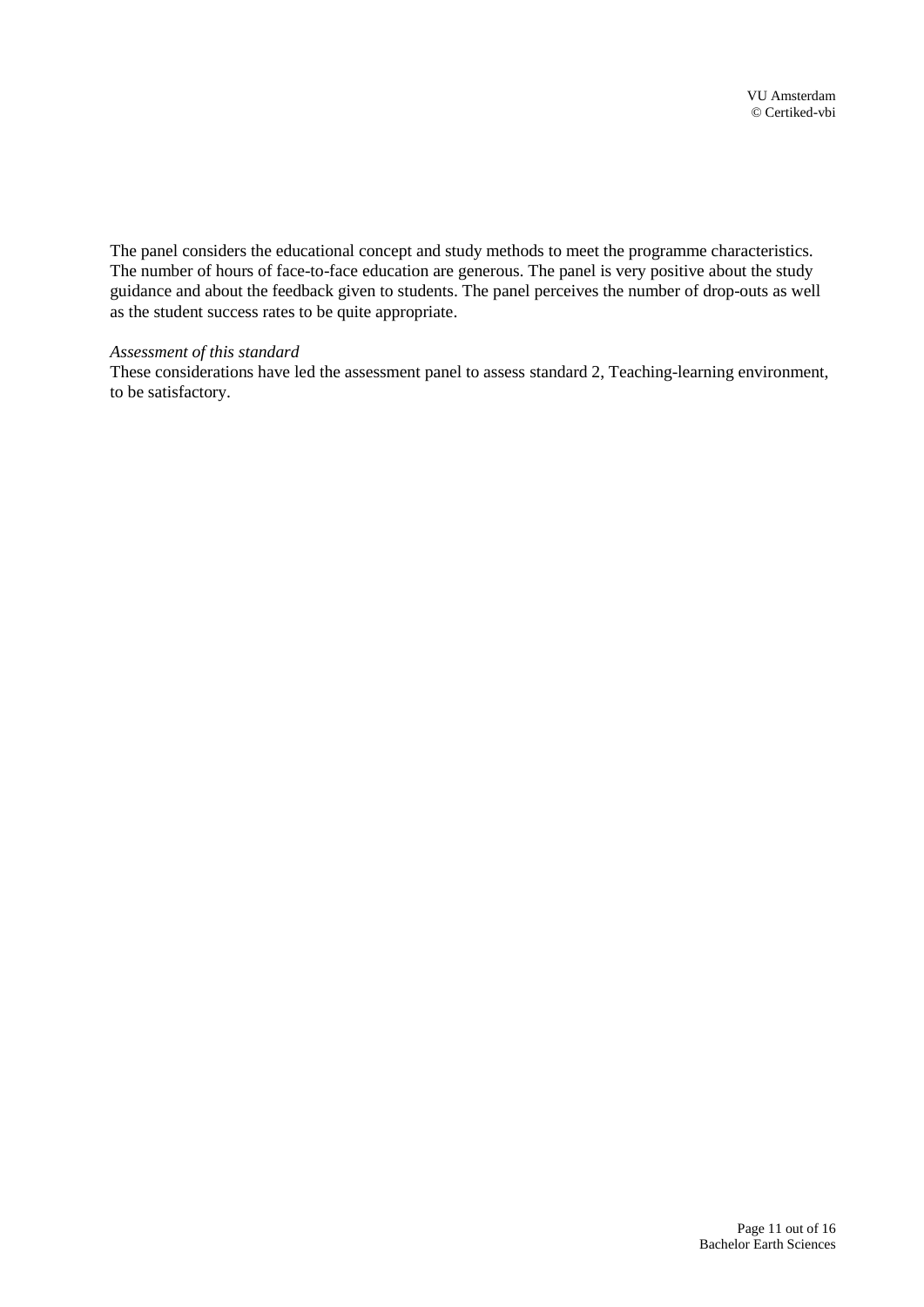The panel considers the educational concept and study methods to meet the programme characteristics. The number of hours of face-to-face education are generous. The panel is very positive about the study guidance and about the feedback given to students. The panel perceives the number of drop-outs as well as the student success rates to be quite appropriate.

*Assessment of this standard*

These considerations have led the assessment panel to assess standard 2, Teaching-learning environment, to be satisfactory.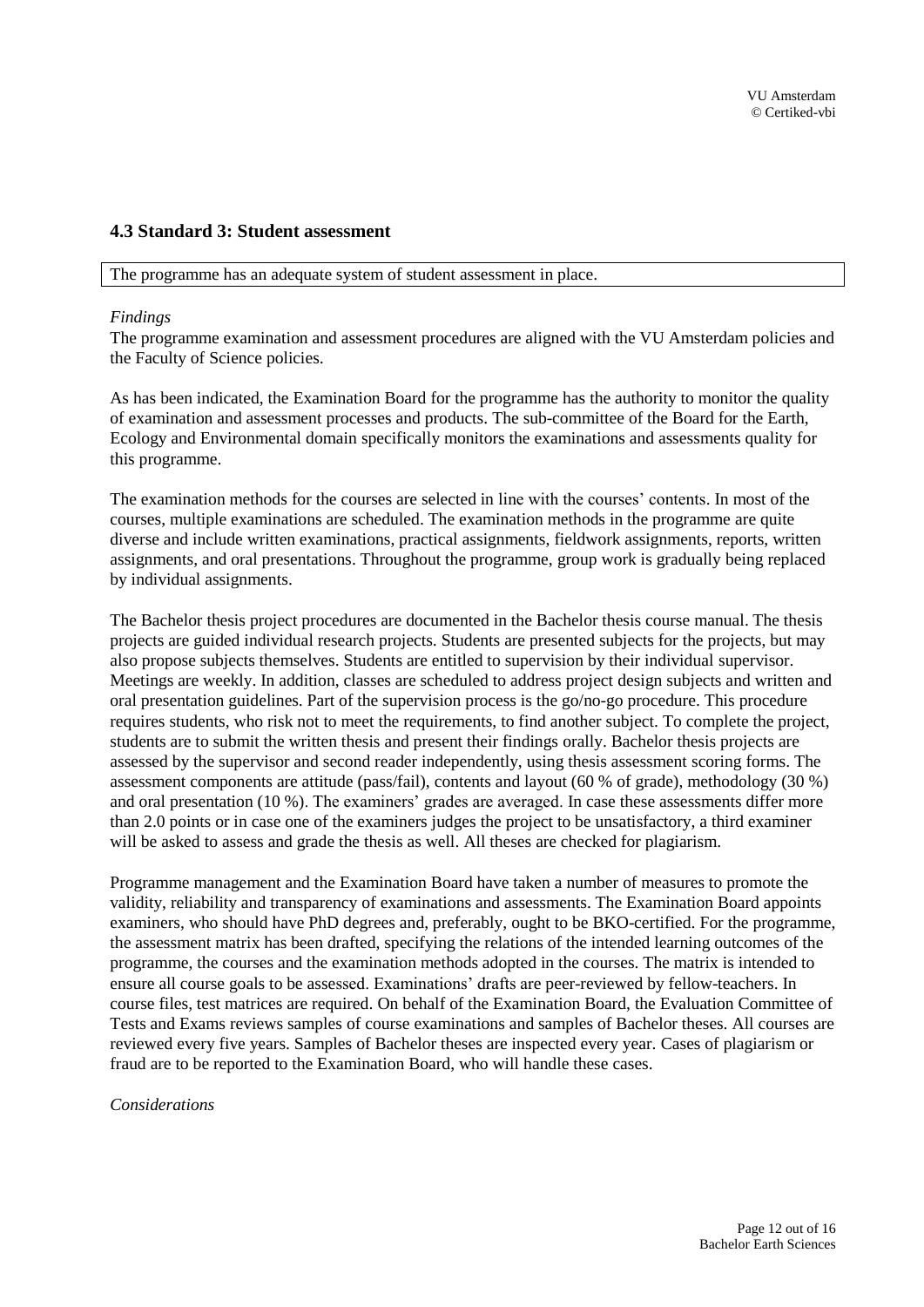## 4.3 Standard 3: Student assessment

| The programme has an adequate system of student assessment in place. |
|---|

*Findings*

The programme examination and assessment procedures are aligned with the VU Amsterdam policies and the Faculty of Science policies.

As has been indicated, the Examination Board for the programme has the authority to monitor the quality of examination and assessment processes and products. The sub-committee of the Board for the Earth, Ecology and Environmental domain specifically monitors the examinations and assessments quality for this programme.

The examination methods for the courses are selected in line with the courses' contents. In most of the courses, multiple examinations are scheduled. The examination methods in the programme are quite diverse and include written examinations, practical assignments, fieldwork assignments, reports, written assignments, and oral presentations. Throughout the programme, group work is gradually being replaced by individual assignments.

The Bachelor thesis project procedures are documented in the Bachelor thesis course manual. The thesis projects are guided individual research projects. Students are presented subjects for the projects, but may also propose subjects themselves. Students are entitled to supervision by their individual supervisor. Meetings are weekly. In addition, classes are scheduled to address project design subjects and written and oral presentation guidelines. Part of the supervision process is the go/no-go procedure. This procedure requires students, who risk not to meet the requirements, to find another subject. To complete the project, students are to submit the written thesis and present their findings orally. Bachelor thesis projects are assessed by the supervisor and second reader independently, using thesis assessment scoring forms. The assessment components are attitude (pass/fail), contents and layout (60 % of grade), methodology (30 %) and oral presentation (10 %). The examiners' grades are averaged. In case these assessments differ more than 2.0 points or in case one of the examiners judges the project to be unsatisfactory, a third examiner will be asked to assess and grade the thesis as well. All theses are checked for plagiarism.

Programme management and the Examination Board have taken a number of measures to promote the validity, reliability and transparency of examinations and assessments. The Examination Board appoints examiners, who should have PhD degrees and, preferably, ought to be BKO-certified. For the programme, the assessment matrix has been drafted, specifying the relations of the intended learning outcomes of the programme, the courses and the examination methods adopted in the courses. The matrix is intended to ensure all course goals to be assessed. Examinations' drafts are peer-reviewed by fellow-teachers. In course files, test matrices are required. On behalf of the Examination Board, the Evaluation Committee of Tests and Exams reviews samples of course examinations and samples of Bachelor theses. All courses are reviewed every five years. Samples of Bachelor theses are inspected every year. Cases of plagiarism or fraud are to be reported to the Examination Board, who will handle these cases.

*Considerations*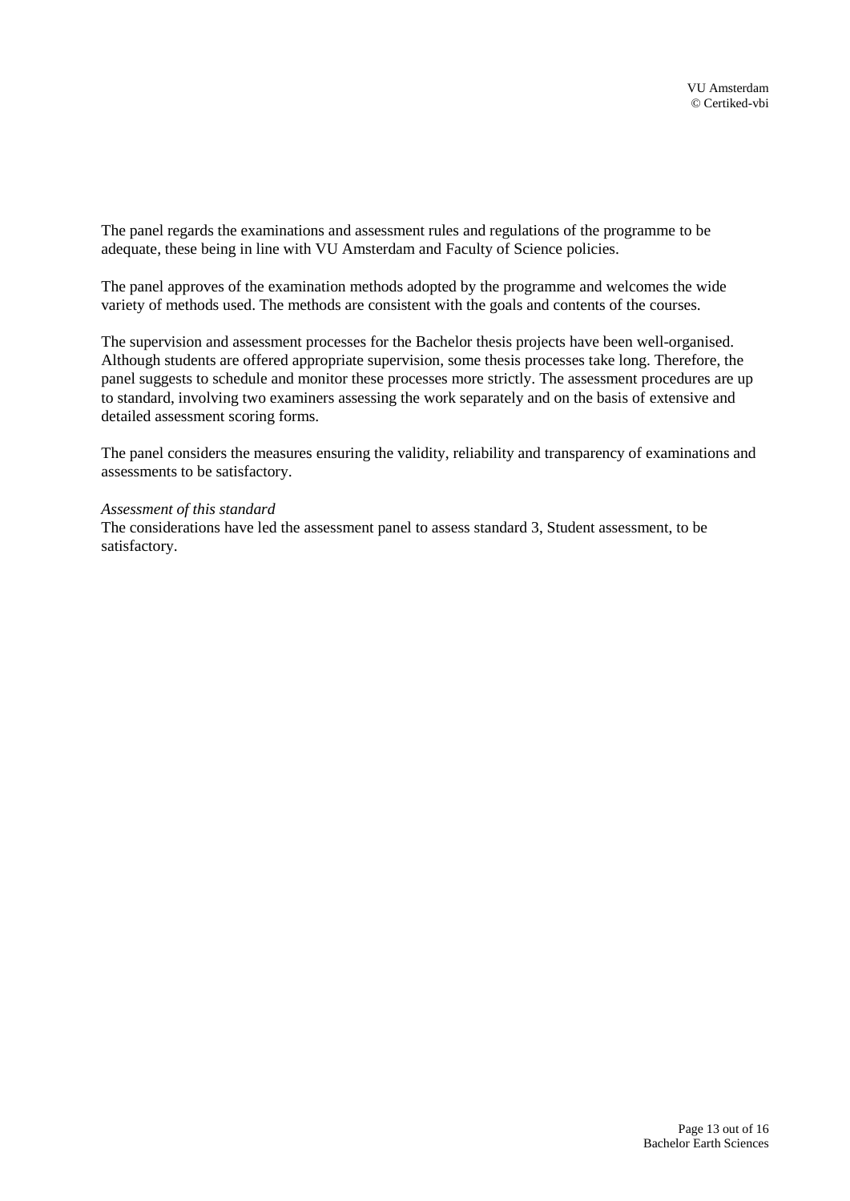The panel regards the examinations and assessment rules and regulations of the programme to be adequate, these being in line with VU Amsterdam and Faculty of Science policies.

The panel approves of the examination methods adopted by the programme and welcomes the wide variety of methods used. The methods are consistent with the goals and contents of the courses.

The supervision and assessment processes for the Bachelor thesis projects have been well-organised. Although students are offered appropriate supervision, some thesis processes take long. Therefore, the panel suggests to schedule and monitor these processes more strictly. The assessment procedures are up to standard, involving two examiners assessing the work separately and on the basis of extensive and detailed assessment scoring forms.

The panel considers the measures ensuring the validity, reliability and transparency of examinations and assessments to be satisfactory.

*Assessment of this standard*
The considerations have led the assessment panel to assess standard 3, Student assessment, to be satisfactory.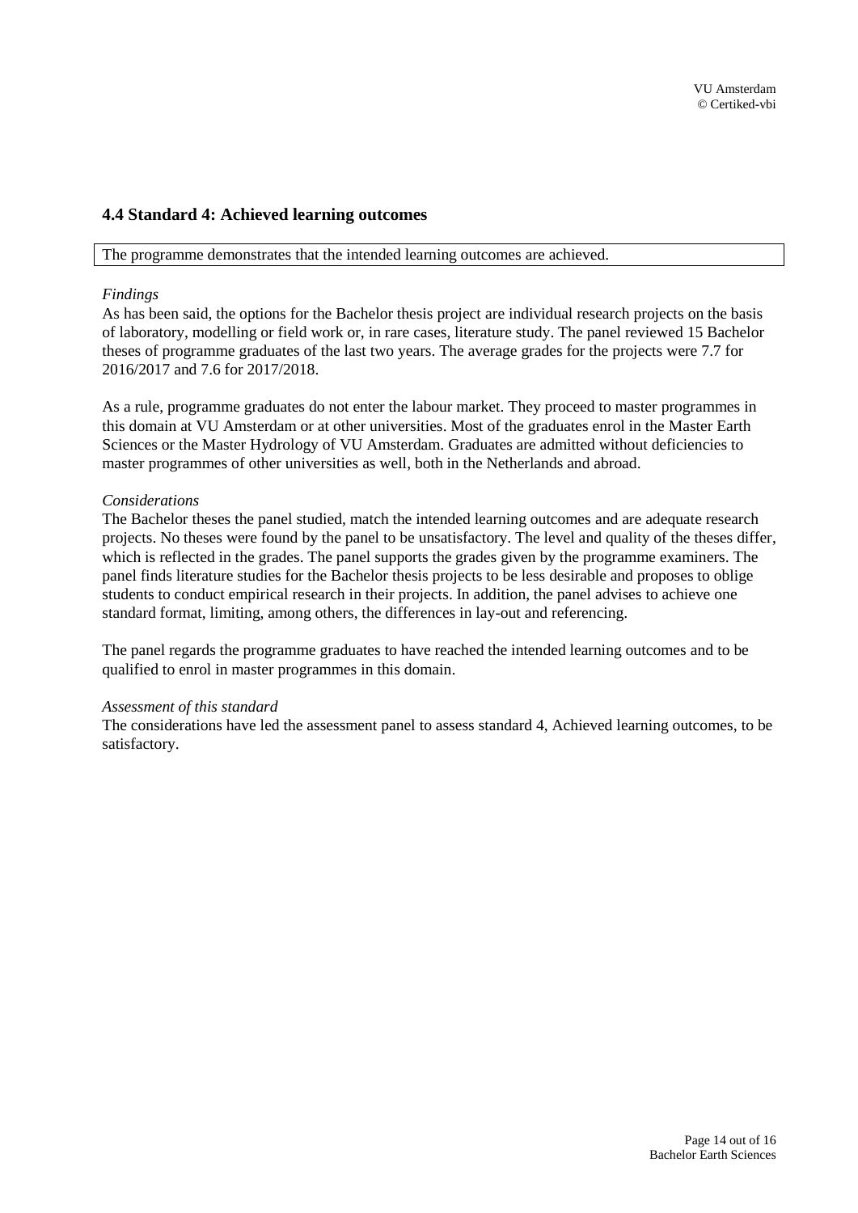## 4.4 Standard 4: Achieved learning outcomes

| The programme demonstrates that the intended learning outcomes are achieved. |
| --- |

*Findings*

As has been said, the options for the Bachelor thesis project are individual research projects on the basis of laboratory, modelling or field work or, in rare cases, literature study. The panel reviewed 15 Bachelor theses of programme graduates of the last two years. The average grades for the projects were 7.7 for 2016/2017 and 7.6 for 2017/2018.

As a rule, programme graduates do not enter the labour market. They proceed to master programmes in this domain at VU Amsterdam or at other universities. Most of the graduates enrol in the Master Earth Sciences or the Master Hydrology of VU Amsterdam. Graduates are admitted without deficiencies to master programmes of other universities as well, both in the Netherlands and abroad.

*Considerations*

The Bachelor theses the panel studied, match the intended learning outcomes and are adequate research projects. No theses were found by the panel to be unsatisfactory. The level and quality of the theses differ, which is reflected in the grades. The panel supports the grades given by the programme examiners. The panel finds literature studies for the Bachelor thesis projects to be less desirable and proposes to oblige students to conduct empirical research in their projects. In addition, the panel advises to achieve one standard format, limiting, among others, the differences in lay-out and referencing.

The panel regards the programme graduates to have reached the intended learning outcomes and to be qualified to enrol in master programmes in this domain.

*Assessment of this standard*

The considerations have led the assessment panel to assess standard 4, Achieved learning outcomes, to be satisfactory.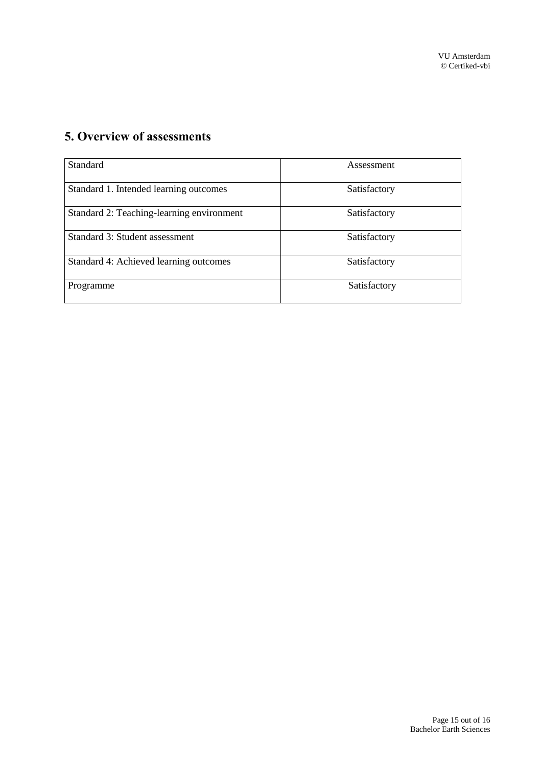## 5. Overview of assessments

| Standard | Assessment |
|---|---|
| Standard 1. Intended learning outcomes | Satisfactory |
| Standard 2: Teaching-learning environment | Satisfactory |
| Standard 3: Student assessment | Satisfactory |
| Standard 4: Achieved learning outcomes | Satisfactory |
| Programme | Satisfactory |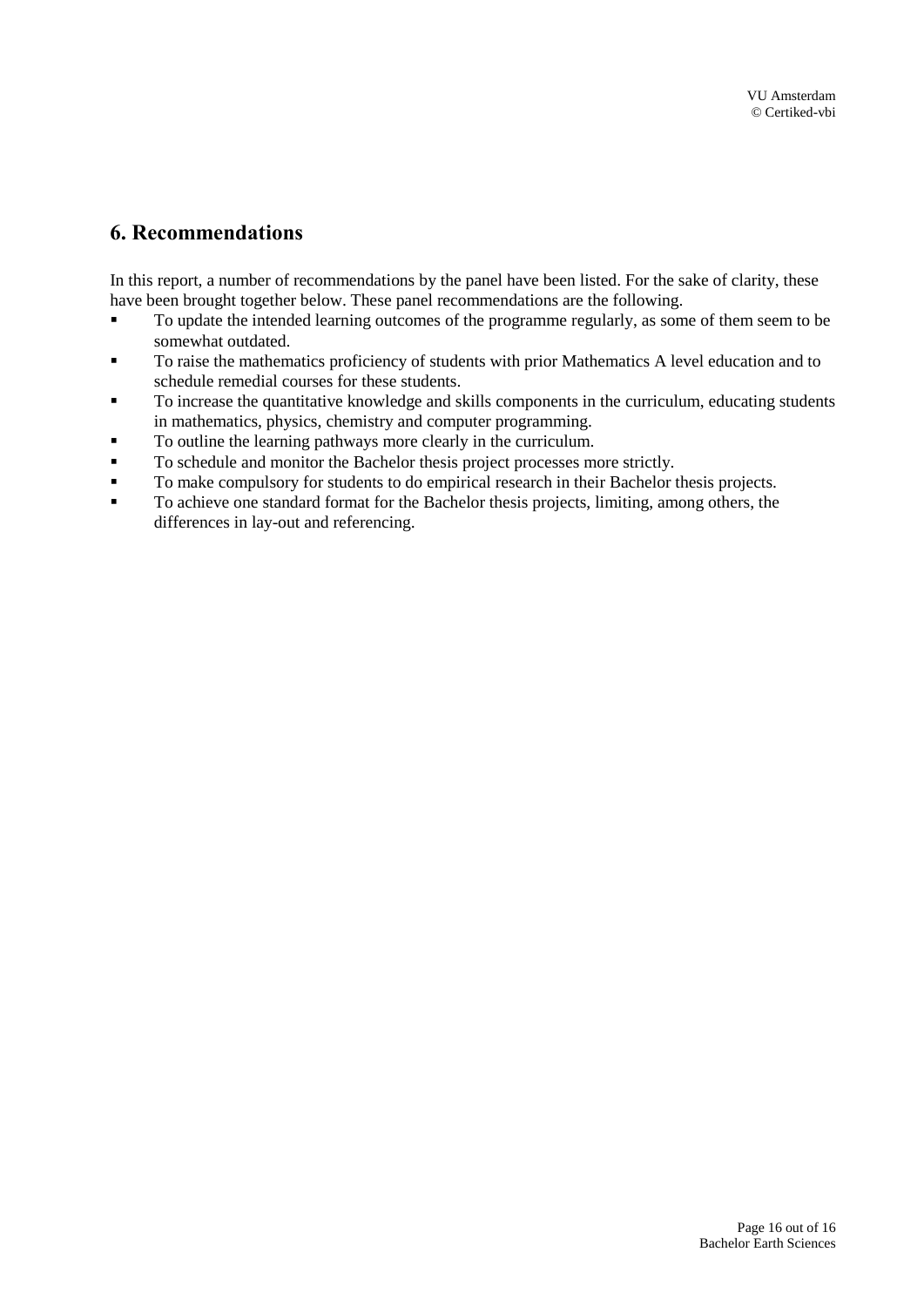## 6. Recommendations

In this report, a number of recommendations by the panel have been listed. For the sake of clarity, these have been brought together below. These panel recommendations are the following.

- To update the intended learning outcomes of the programme regularly, as some of them seem to be somewhat outdated.
- To raise the mathematics proficiency of students with prior Mathematics A level education and to schedule remedial courses for these students.
- To increase the quantitative knowledge and skills components in the curriculum, educating students in mathematics, physics, chemistry and computer programming.
- To outline the learning pathways more clearly in the curriculum.
- To schedule and monitor the Bachelor thesis project processes more strictly.
- To make compulsory for students to do empirical research in their Bachelor thesis projects.
- To achieve one standard format for the Bachelor thesis projects, limiting, among others, the differences in lay-out and referencing.